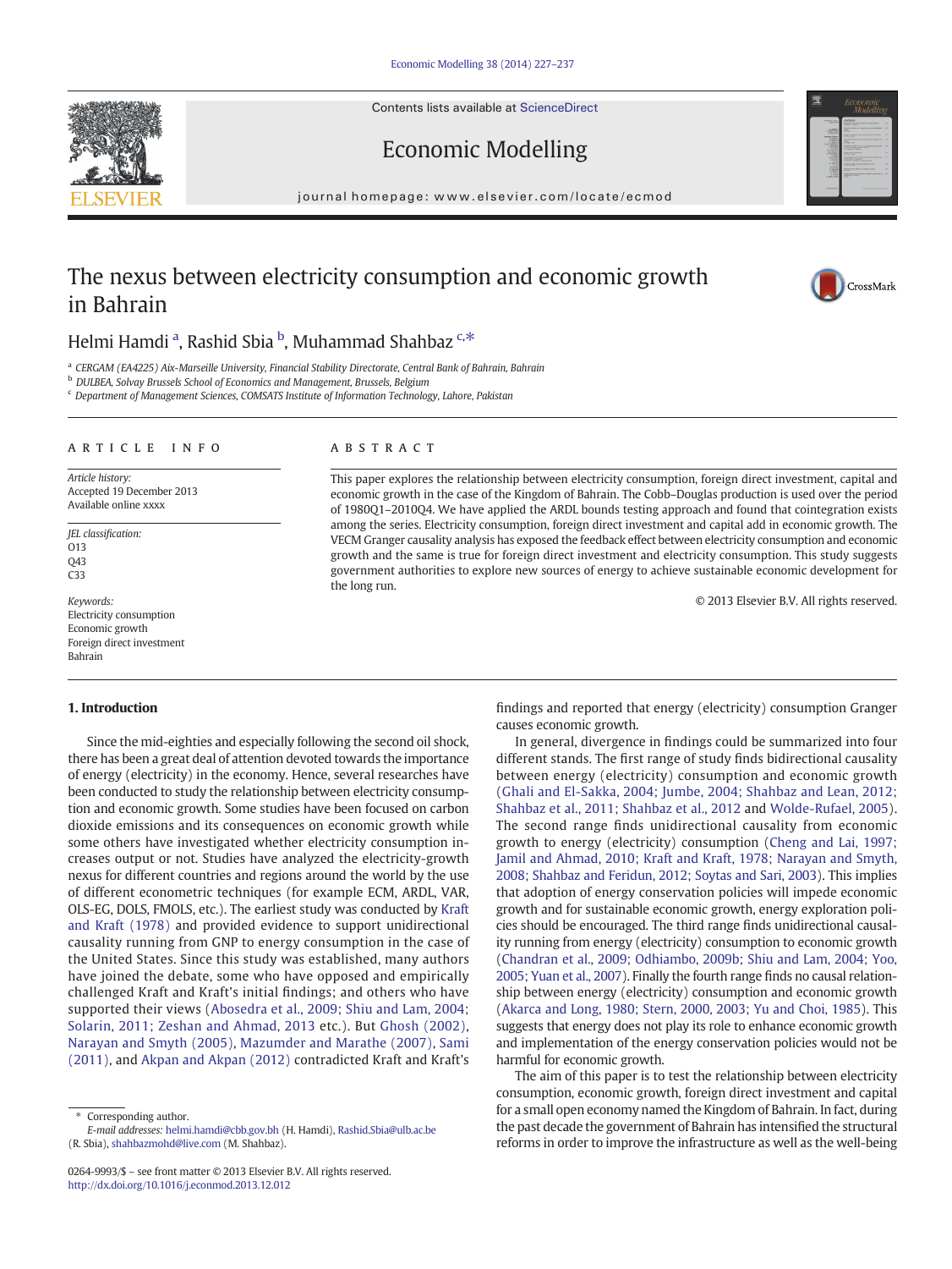# The nexus between electricity consumption and economic growth in Bahrain

Helmi Hamdi [a], Rashid Sbia [b], Muhammad Shahbaz [c,*]

[a] CERGAM (EA4225) Aix-Marseille University, Financial Stability Directorate, Central Bank of Bahrain, Bahrain
[b] DULBEA, Solvay Brussels School of Economics and Management, Brussels, Belgium
[c] Department of Management Sciences, COMSATS Institute of Information Technology, Lahore, Pakistan

## ARTICLE INFO

*Article history:*
Accepted 19 December 2013
Available online xxxx

*JEL classification:*
O13
Q43
C33

*Keywords:*
Electricity consumption
Economic growth
Foreign direct investment
Bahrain

## ABSTRACT

This paper explores the relationship between electricity consumption, foreign direct investment, capital and economic growth in the case of the Kingdom of Bahrain. The Cobb–Douglas production is used over the period of 1980Q1–2010Q4. We have applied the ARDL bounds testing approach and found that cointegration exists among the series. Electricity consumption, foreign direct investment and capital add in economic growth. The VECM Granger causality analysis has exposed the feedback effect between electricity consumption and economic growth and the same is true for foreign direct investment and electricity consumption. This study suggests government authorities to explore new sources of energy to achieve sustainable economic development for the long run.

© 2013 Elsevier B.V. All rights reserved.

## 1. Introduction

Since the mid-eighties and especially following the second oil shock, there has been a great deal of attention devoted towards the importance of energy (electricity) in the economy. Hence, several researches have been conducted to study the relationship between electricity consumption and economic growth. Some studies have been focused on carbon dioxide emissions and its consequences on economic growth while some others have investigated whether electricity consumption increases output or not. Studies have analyzed the electricity-growth nexus for different countries and regions around the world by the use of different econometric techniques (for example ECM, ARDL, VAR, OLS-EG, DOLS, FMOLS, etc.). The earliest study was conducted by Kraft and Kraft (1978) and provided evidence to support unidirectional causality running from GNP to energy consumption in the case of the United States. Since this study was established, many authors have joined the debate, some who have opposed and empirically challenged Kraft and Kraft's initial findings; and others who have supported their views (Abosedra et al., 2009; Shiu and Lam, 2004; Solarin, 2011; Zeshan and Ahmad, 2013 etc.). But Ghosh (2002), Narayan and Smyth (2005), Mazumder and Marathe (2007), Sami (2011), and Akpan and Akpan (2012) contradicted Kraft and Kraft's findings and reported that energy (electricity) consumption Granger causes economic growth.

In general, divergence in findings could be summarized into four different stands. The first range of study finds bidirectional causality between energy (electricity) consumption and economic growth (Ghali and El-Sakka, 2004; Jumbe, 2004; Shahbaz and Lean, 2012; Shahbaz et al., 2011; Shahbaz et al., 2012 and Wolde-Rufael, 2005). The second range finds unidirectional causality from economic growth to energy (electricity) consumption (Cheng and Lai, 1997; Jamil and Ahmad, 2010; Kraft and Kraft, 1978; Narayan and Smyth, 2008; Shahbaz and Feridun, 2012; Soytas and Sari, 2003). This implies that adoption of energy conservation policies will impede economic growth and for sustainable economic growth, energy exploration policies should be encouraged. The third range finds unidirectional causality running from energy (electricity) consumption to economic growth (Chandran et al., 2009; Odhiambo, 2009b; Shiu and Lam, 2004; Yoo, 2005; Yuan et al., 2007). Finally the fourth range finds no causal relationship between energy (electricity) consumption and economic growth (Akarca and Long, 1980; Stern, 2000, 2003; Yu and Choi, 1985). This suggests that energy does not play its role to enhance economic growth and implementation of the energy conservation policies would not be harmful for economic growth.

The aim of this paper is to test the relationship between electricity consumption, economic growth, foreign direct investment and capital for a small open economy named the Kingdom of Bahrain. In fact, during the past decade the government of Bahrain has intensified the structural reforms in order to improve the infrastructure as well as the well-being

* Corresponding author.
*E-mail addresses:* helmi.hamdi@cbb.gov.bh (H. Hamdi), Rashid.Sbia@ulb.ac.be (R. Sbia), shahbazmohd@live.com (M. Shahbaz).

0264-9993/$ – see front matter © 2013 Elsevier B.V. All rights reserved.
http://dx.doi.org/10.1016/j.econmod.2013.12.012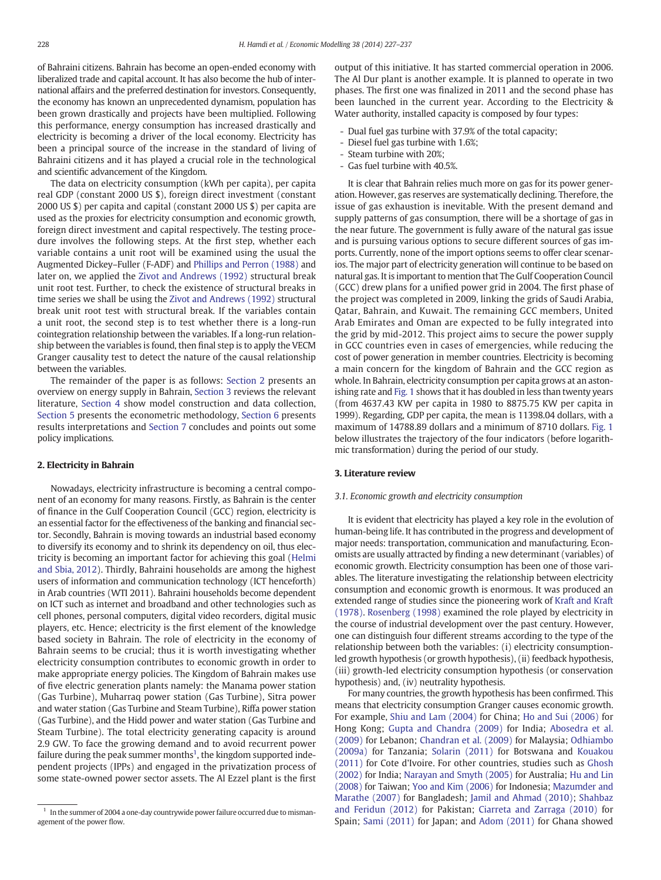of Bahraini citizens. Bahrain has become an open-ended economy with liberalized trade and capital account. It has also become the hub of international affairs and the preferred destination for investors. Consequently, the economy has known an unprecedented dynamism, population has been grown drastically and projects have been multiplied. Following this performance, energy consumption has increased drastically and electricity is becoming a driver of the local economy. Electricity has been a principal source of the increase in the standard of living of Bahraini citizens and it has played a crucial role in the technological and scientific advancement of the Kingdom.

The data on electricity consumption (kWh per capita), per capita real GDP (constant 2000 US $), foreign direct investment (constant 2000 US $) per capita and capital (constant 2000 US $) per capita are used as the proxies for electricity consumption and economic growth, foreign direct investment and capital respectively. The testing procedure involves the following steps. At the first step, whether each variable contains a unit root will be examined using the usual the Augmented Dickey–Fuller (F-ADF) and Phillips and Perron (1988) and later on, we applied the Zivot and Andrews (1992) structural break unit root test. Further, to check the existence of structural breaks in time series we shall be using the Zivot and Andrews (1992) structural break unit root test with structural break. If the variables contain a unit root, the second step is to test whether there is a long-run cointegration relationship between the variables. If a long-run relationship between the variables is found, then final step is to apply the VECM Granger causality test to detect the nature of the causal relationship between the variables.

The remainder of the paper is as follows: Section 2 presents an overview on energy supply in Bahrain, Section 3 reviews the relevant literature, Section 4 show model construction and data collection, Section 5 presents the econometric methodology, Section 6 presents results interpretations and Section 7 concludes and points out some policy implications.

## 2. Electricity in Bahrain

Nowadays, electricity infrastructure is becoming a central component of an economy for many reasons. Firstly, as Bahrain is the center of finance in the Gulf Cooperation Council (GCC) region, electricity is an essential factor for the effectiveness of the banking and financial sector. Secondly, Bahrain is moving towards an industrial based economy to diversify its economy and to shrink its dependency on oil, thus electricity is becoming an important factor for achieving this goal (Helmi and Sbia, 2012). Thirdly, Bahraini households are among the highest users of information and communication technology (ICT henceforth) in Arab countries (WTI 2011). Bahraini households become dependent on ICT such as internet and broadband and other technologies such as cell phones, personal computers, digital video recorders, digital music players, etc. Hence; electricity is the first element of the knowledge based society in Bahrain. The role of electricity in the economy of Bahrain seems to be crucial; thus it is worth investigating whether electricity consumption contributes to economic growth in order to make appropriate energy policies. The Kingdom of Bahrain makes use of five electric generation plants namely: the Manama power station (Gas Turbine), Muharraq power station (Gas Turbine), Sitra power and water station (Gas Turbine and Steam Turbine), Riffa power station (Gas Turbine), and the Hidd power and water station (Gas Turbine and Steam Turbine). The total electricity generating capacity is around 2.9 GW. To face the growing demand and to avoid recurrent power failure during the peak summer months[1], the kingdom supported independent projects (IPPs) and engaged in the privatization process of some state-owned power sector assets. The Al Ezzel plant is the first output of this initiative. It has started commercial operation in 2006. The Al Dur plant is another example. It is planned to operate in two phases. The first one was finalized in 2011 and the second phase has been launched in the current year. According to the Electricity & Water authority, installed capacity is composed by four types:

- Dual fuel gas turbine with 37.9% of the total capacity;
- Diesel fuel gas turbine with 1.6%;
- Steam turbine with 20%;
- Gas fuel turbine with 40.5%.

It is clear that Bahrain relies much more on gas for its power generation. However, gas reserves are systematically declining. Therefore, the issue of gas exhaustion is inevitable. With the present demand and supply patterns of gas consumption, there will be a shortage of gas in the near future. The government is fully aware of the natural gas issue and is pursuing various options to secure different sources of gas imports. Currently, none of the import options seems to offer clear scenarios. The major part of electricity generation will continue to be based on natural gas. It is important to mention that The Gulf Cooperation Council (GCC) drew plans for a unified power grid in 2004. The first phase of the project was completed in 2009, linking the grids of Saudi Arabia, Qatar, Bahrain, and Kuwait. The remaining GCC members, United Arab Emirates and Oman are expected to be fully integrated into the grid by mid-2012. This project aims to secure the power supply in GCC countries even in cases of emergencies, while reducing the cost of power generation in member countries. Electricity is becoming a main concern for the kingdom of Bahrain and the GCC region as whole. In Bahrain, electricity consumption per capita grows at an astonishing rate and Fig. 1 shows that it has doubled in less than twenty years (from 4637.43 KW per capita in 1980 to 8875.75 KW per capita in 1999). Regarding, GDP per capita, the mean is 11398.04 dollars, with a maximum of 14788.89 dollars and a minimum of 8710 dollars. Fig. 1 below illustrates the trajectory of the four indicators (before logarithmic transformation) during the period of our study.

## 3. Literature review

### 3.1. Economic growth and electricity consumption

It is evident that electricity has played a key role in the evolution of human-being life. It has contributed in the progress and development of major needs: transportation, communication and manufacturing. Economists are usually attracted by finding a new determinant (variables) of economic growth. Electricity consumption has been one of those variables. The literature investigating the relationship between electricity consumption and economic growth is enormous. It was produced an extended range of studies since the pioneering work of Kraft and Kraft (1978). Rosenberg (1998) examined the role played by electricity in the course of industrial development over the past century. However, one can distinguish four different streams according to the type of the relationship between both the variables: (i) electricity consumption-led growth hypothesis (or growth hypothesis), (ii) feedback hypothesis, (iii) growth-led electricity consumption hypothesis (or conservation hypothesis) and, (iv) neutrality hypothesis.

For many countries, the growth hypothesis has been confirmed. This means that electricity consumption Granger causes economic growth. For example, Shiu and Lam (2004) for China; Ho and Sui (2006) for Hong Kong; Gupta and Chandra (2009) for India; Abosedra et al. (2009) for Lebanon; Chandran et al. (2009) for Malaysia; Odhiambo (2009a) for Tanzania; Solarin (2011) for Botswana and Kouakou (2011) for Cote d'Ivoire. For other countries, studies such as Ghosh (2002) for India; Narayan and Smyth (2005) for Australia; Hu and Lin (2008) for Taiwan; Yoo and Kim (2006) for Indonesia; Mazumder and Marathe (2007) for Bangladesh; Jamil and Ahmad (2010); Shahbaz and Feridun (2012) for Pakistan; Ciarreta and Zarraga (2010) for Spain; Sami (2011) for Japan; and Adom (2011) for Ghana showed

[1] In the summer of 2004 a one-day countrywide power failure occurred due to mismanagement of the power flow.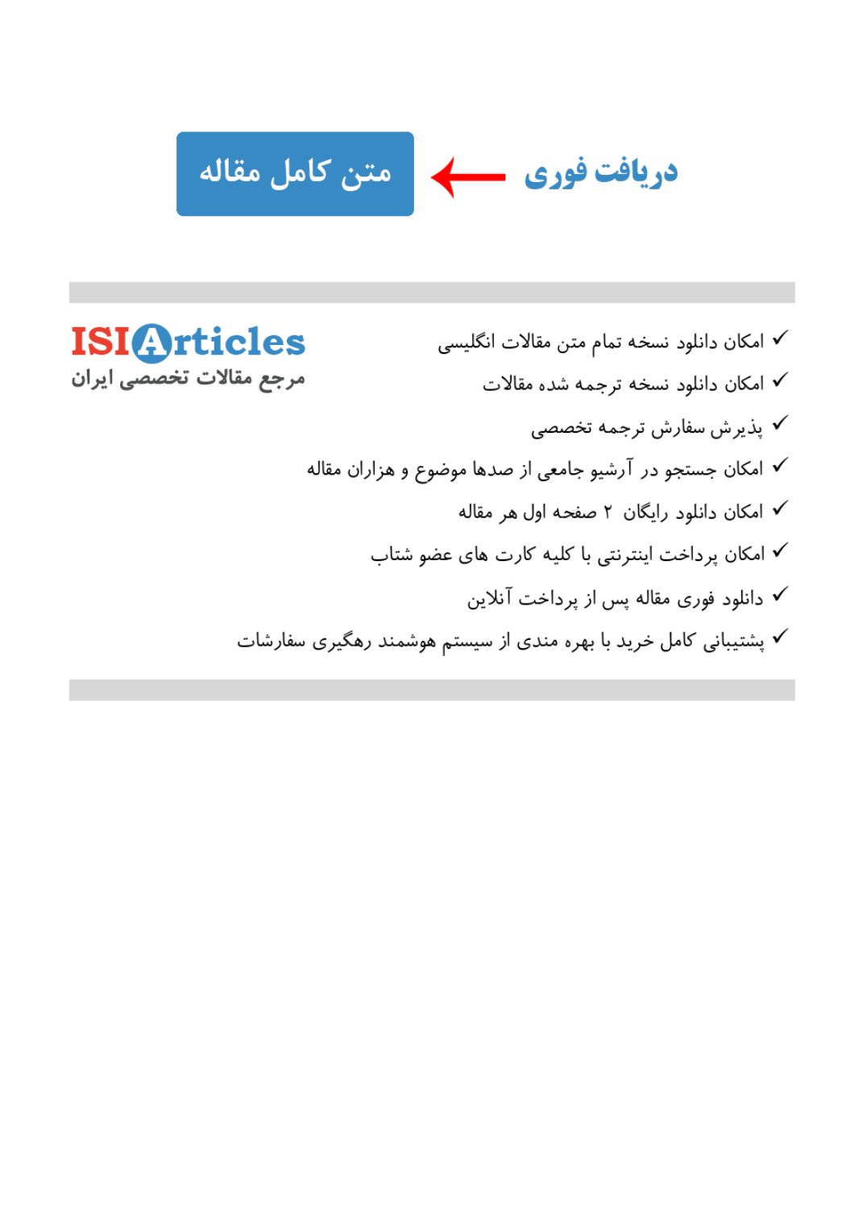دریافت فوری ← متن کامل مقاله

**ISIArticles**
مرجع مقالات تخصصی ایران

- ✓ امکان دانلود نسخه تمام متن مقالات انگلیسی
- ✓ امکان دانلود نسخه ترجمه شده مقالات
- ✓ پذیرش سفارش ترجمه تخصصی
- ✓ امکان جستجو در آرشیو جامعی از صدها موضوع و هزاران مقاله
- ✓ امکان دانلود رایگان ۲ صفحه اول هر مقاله
- ✓ امکان پرداخت اینترنتی با کلیه کارت های عضو شتاب
- ✓ دانلود فوری مقاله پس از پرداخت آنلاین
- ✓ پشتیبانی کامل خرید با بهره مندی از سیستم هوشمند رهگیری سفارشات